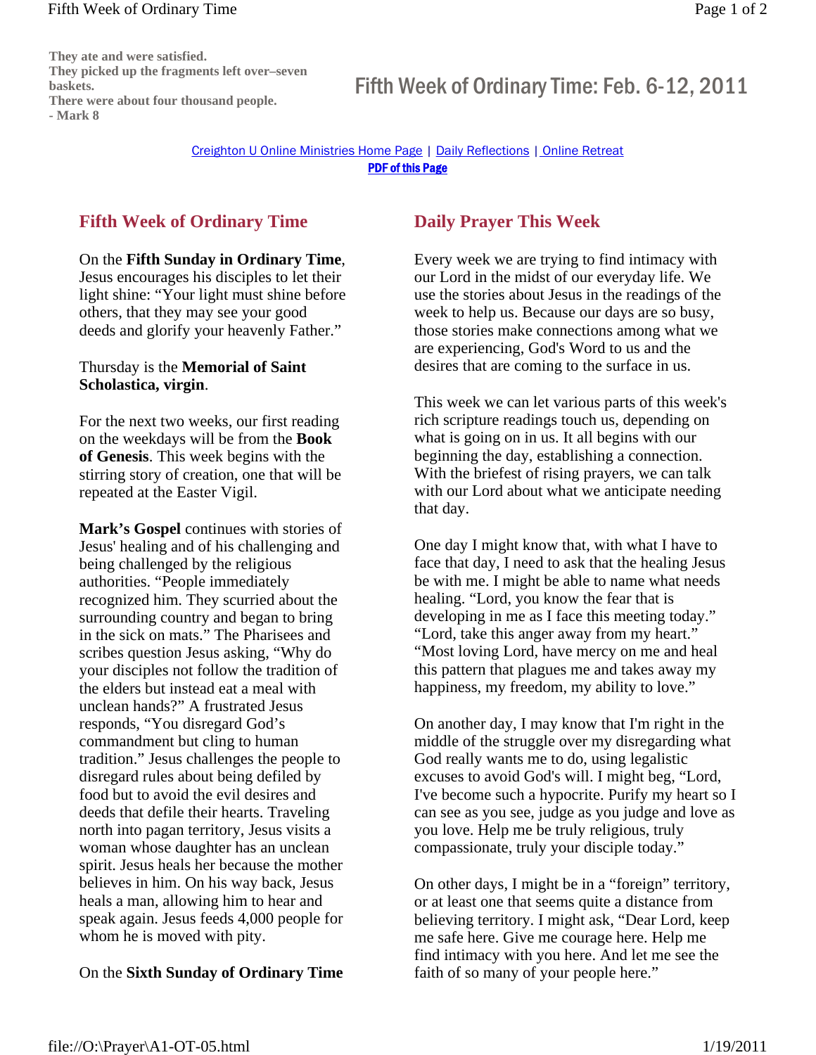**They ate and were satisfied.**
**They picked up the fragments left over–seven baskets.**
**There were about four thousand people.**
**- Mark 8**

# Fifth Week of Ordinary Time: Feb. 6-12, 2011

Creighton U Online Ministries Home Page | Daily Reflections | Online Retreat
**PDF of this Page**

## Fifth Week of Ordinary Time

On the **Fifth Sunday in Ordinary Time**, Jesus encourages his disciples to let their light shine: "Your light must shine before others, that they may see your good deeds and glorify your heavenly Father."

Thursday is the **Memorial of Saint Scholastica, virgin**.

For the next two weeks, our first reading on the weekdays will be from the **Book of Genesis**. This week begins with the stirring story of creation, one that will be repeated at the Easter Vigil.

**Mark's Gospel** continues with stories of Jesus' healing and of his challenging and being challenged by the religious authorities. "People immediately recognized him. They scurried about the surrounding country and began to bring in the sick on mats." The Pharisees and scribes question Jesus asking, "Why do your disciples not follow the tradition of the elders but instead eat a meal with unclean hands?" A frustrated Jesus responds, "You disregard God's commandment but cling to human tradition." Jesus challenges the people to disregard rules about being defiled by food but to avoid the evil desires and deeds that defile their hearts. Traveling north into pagan territory, Jesus visits a woman whose daughter has an unclean spirit. Jesus heals her because the mother believes in him. On his way back, Jesus heals a man, allowing him to hear and speak again. Jesus feeds 4,000 people for whom he is moved with pity.

On the **Sixth Sunday of Ordinary Time**

## Daily Prayer This Week

Every week we are trying to find intimacy with our Lord in the midst of our everyday life. We use the stories about Jesus in the readings of the week to help us. Because our days are so busy, those stories make connections among what we are experiencing, God's Word to us and the desires that are coming to the surface in us.

This week we can let various parts of this week's rich scripture readings touch us, depending on what is going on in us. It all begins with our beginning the day, establishing a connection. With the briefest of rising prayers, we can talk with our Lord about what we anticipate needing that day.

One day I might know that, with what I have to face that day, I need to ask that the healing Jesus be with me. I might be able to name what needs healing. "Lord, you know the fear that is developing in me as I face this meeting today." "Lord, take this anger away from my heart." "Most loving Lord, have mercy on me and heal this pattern that plagues me and takes away my happiness, my freedom, my ability to love."

On another day, I may know that I'm right in the middle of the struggle over my disregarding what God really wants me to do, using legalistic excuses to avoid God's will. I might beg, "Lord, I've become such a hypocrite. Purify my heart so I can see as you see, judge as you judge and love as you love. Help me be truly religious, truly compassionate, truly your disciple today."

On other days, I might be in a "foreign" territory, or at least one that seems quite a distance from believing territory. I might ask, "Dear Lord, keep me safe here. Give me courage here. Help me find intimacy with you here. And let me see the faith of so many of your people here."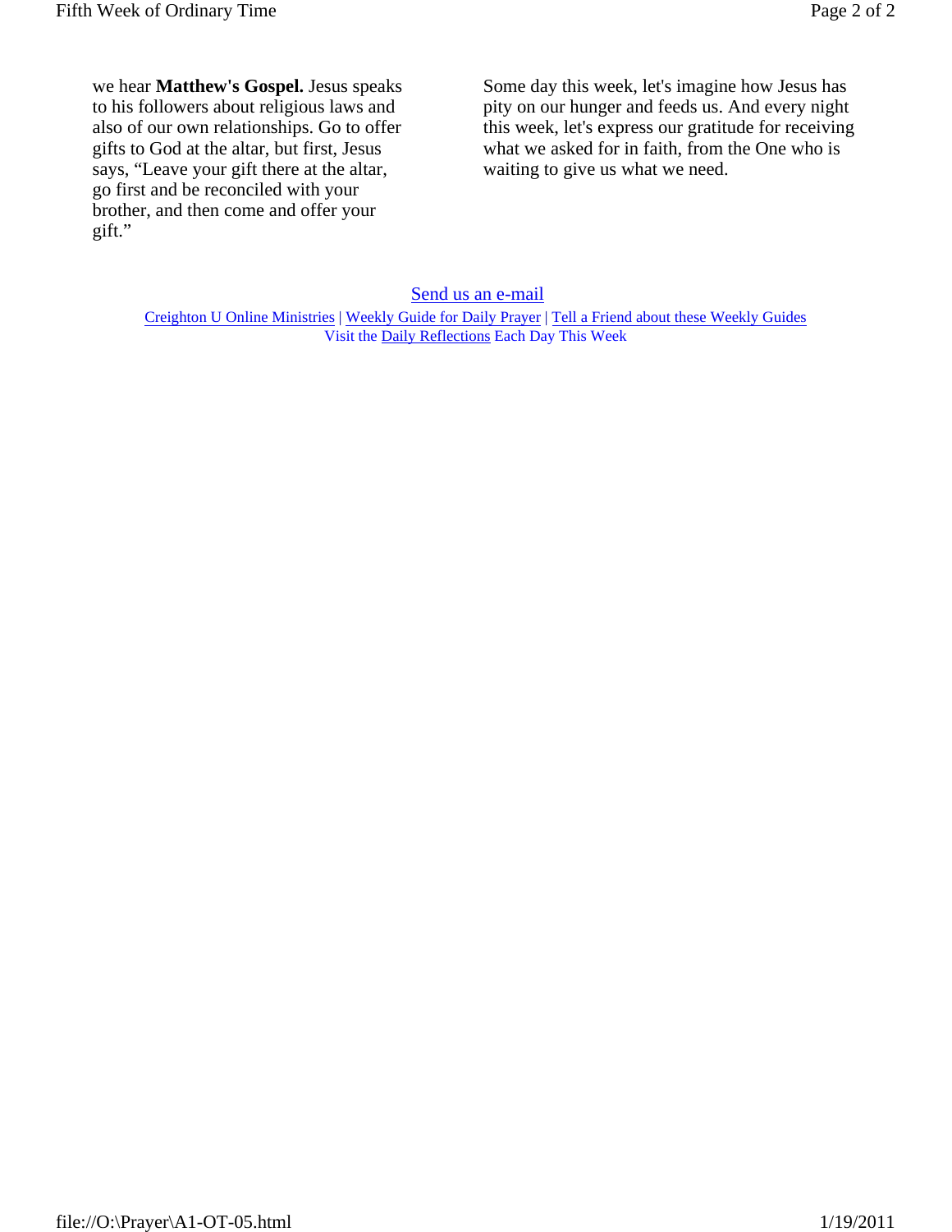we hear **Matthew's Gospel.** Jesus speaks to his followers about religious laws and also of our own relationships. Go to offer gifts to God at the altar, but first, Jesus says, “Leave your gift there at the altar, go first and be reconciled with your brother, and then come and offer your gift.”

Some day this week, let's imagine how Jesus has pity on our hunger and feeds us. And every night this week, let's express our gratitude for receiving what we asked for in faith, from the One who is waiting to give us what we need.

Send us an e-mail

Creighton U Online Ministries | Weekly Guide for Daily Prayer | Tell a Friend about these Weekly Guides
Visit the Daily Reflections Each Day This Week